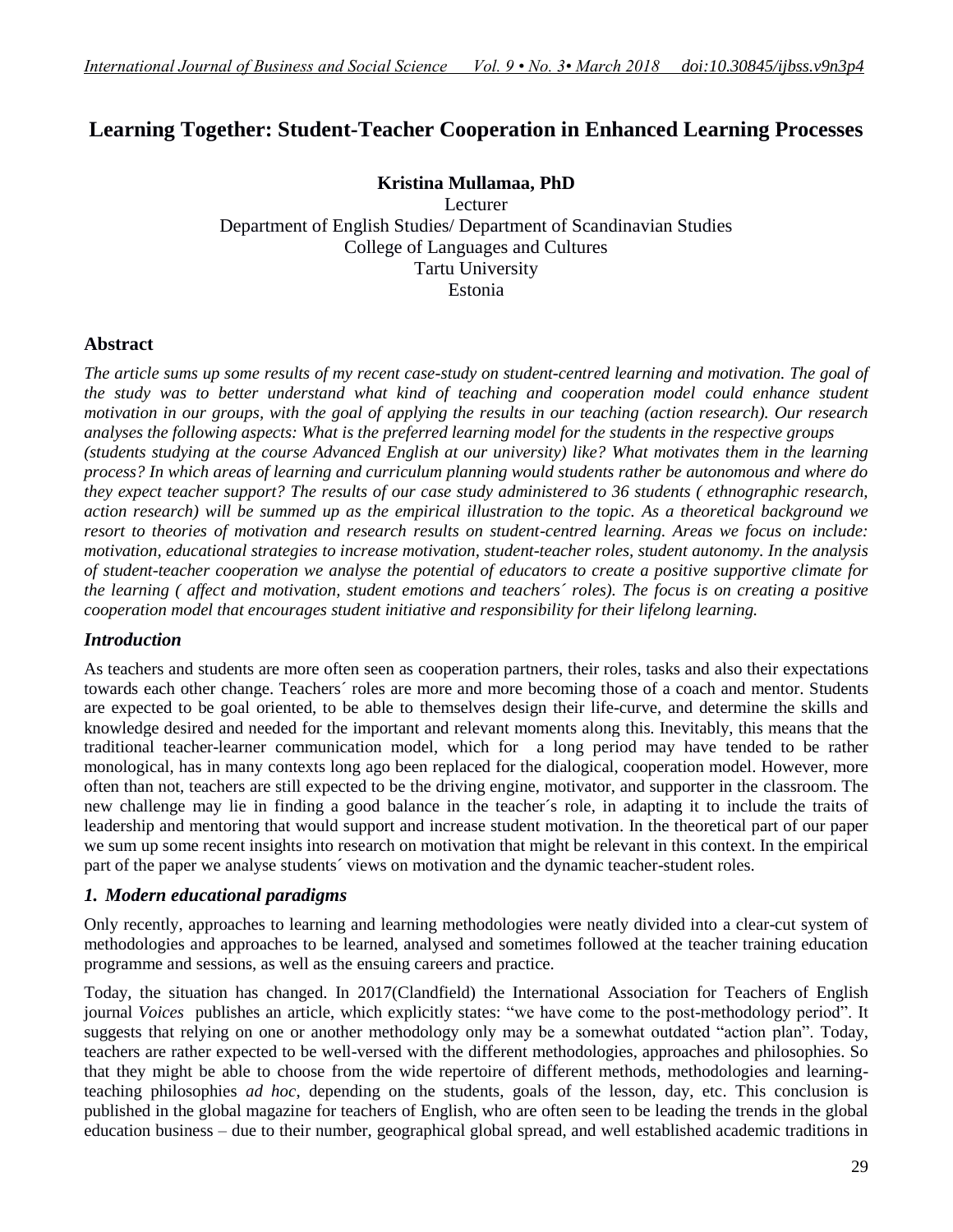# Learning Together: Student-Teacher Cooperation in Enhanced Learning Processes

**Kristina Mullamaa, PhD**

Lecturer
Department of English Studies/ Department of Scandinavian Studies
College of Languages and Cultures
Tartu University
Estonia

## Abstract

*The article sums up some results of my recent case-study on student-centred learning and motivation. The goal of the study was to better understand what kind of teaching and cooperation model could enhance student motivation in our groups, with the goal of applying the results in our teaching (action research). Our research analyses the following aspects: What is the preferred learning model for the students in the respective groups (students studying at the course Advanced English at our university) like? What motivates them in the learning process? In which areas of learning and curriculum planning would students rather be autonomous and where do they expect teacher support? The results of our case study administered to 36 students ( ethnographic research, action research) will be summed up as the empirical illustration to the topic. As a theoretical background we resort to theories of motivation and research results on student-centred learning. Areas we focus on include: motivation, educational strategies to increase motivation, student-teacher roles, student autonomy. In the analysis of student-teacher cooperation we analyse the potential of educators to create a positive supportive climate for the learning ( affect and motivation, student emotions and teachers´ roles). The focus is on creating a positive cooperation model that encourages student initiative and responsibility for their lifelong learning.*

## *Introduction*

As teachers and students are more often seen as cooperation partners, their roles, tasks and also their expectations towards each other change. Teachers´ roles are more and more becoming those of a coach and mentor. Students are expected to be goal oriented, to be able to themselves design their life-curve, and determine the skills and knowledge desired and needed for the important and relevant moments along this. Inevitably, this means that the traditional teacher-learner communication model, which for a long period may have tended to be rather monological, has in many contexts long ago been replaced for the dialogical, cooperation model. However, more often than not, teachers are still expected to be the driving engine, motivator, and supporter in the classroom. The new challenge may lie in finding a good balance in the teacher´s role, in adapting it to include the traits of leadership and mentoring that would support and increase student motivation. In the theoretical part of our paper we sum up some recent insights into research on motivation that might be relevant in this context. In the empirical part of the paper we analyse students´ views on motivation and the dynamic teacher-student roles.

## *1. Modern educational paradigms*

Only recently, approaches to learning and learning methodologies were neatly divided into a clear-cut system of methodologies and approaches to be learned, analysed and sometimes followed at the teacher training education programme and sessions, as well as the ensuing careers and practice.

Today, the situation has changed. In 2017(Clandfield) the International Association for Teachers of English journal *Voices* publishes an article, which explicitly states: "we have come to the post-methodology period". It suggests that relying on one or another methodology only may be a somewhat outdated "action plan". Today, teachers are rather expected to be well-versed with the different methodologies, approaches and philosophies. So that they might be able to choose from the wide repertoire of different methods, methodologies and learning-teaching philosophies *ad hoc*, depending on the students, goals of the lesson, day, etc. This conclusion is published in the global magazine for teachers of English, who are often seen to be leading the trends in the global education business – due to their number, geographical global spread, and well established academic traditions in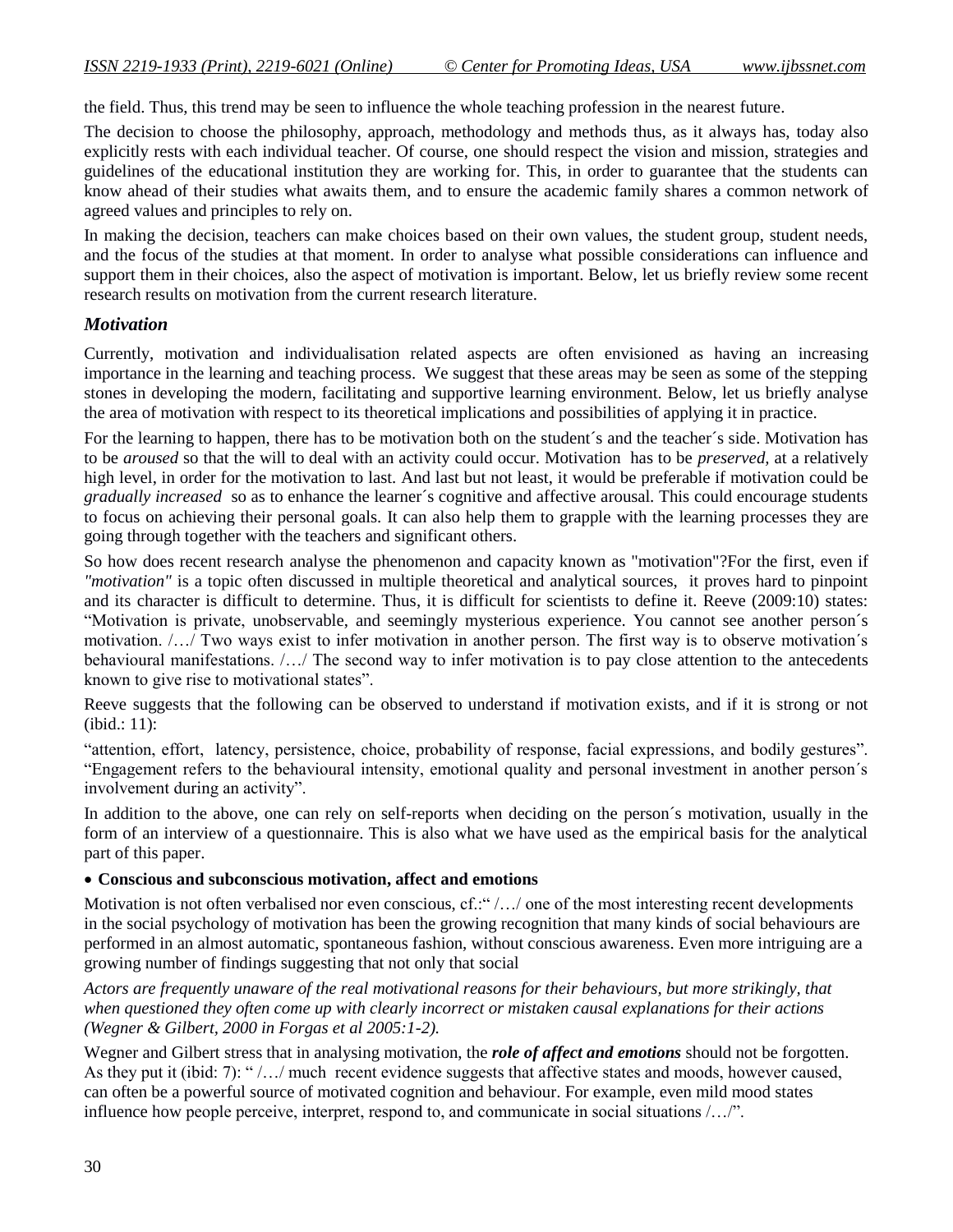the field. Thus, this trend may be seen to influence the whole teaching profession in the nearest future.

The decision to choose the philosophy, approach, methodology and methods thus, as it always has, today also explicitly rests with each individual teacher. Of course, one should respect the vision and mission, strategies and guidelines of the educational institution they are working for. This, in order to guarantee that the students can know ahead of their studies what awaits them, and to ensure the academic family shares a common network of agreed values and principles to rely on.

In making the decision, teachers can make choices based on their own values, the student group, student needs, and the focus of the studies at that moment. In order to analyse what possible considerations can influence and support them in their choices, also the aspect of motivation is important. Below, let us briefly review some recent research results on motivation from the current research literature.

## *Motivation*

Currently, motivation and individualisation related aspects are often envisioned as having an increasing importance in the learning and teaching process. We suggest that these areas may be seen as some of the stepping stones in developing the modern, facilitating and supportive learning environment. Below, let us briefly analyse the area of motivation with respect to its theoretical implications and possibilities of applying it in practice.

For the learning to happen, there has to be motivation both on the student´s and the teacher´s side. Motivation has to be *aroused* so that the will to deal with an activity could occur. Motivation has to be *preserved,* at a relatively high level, in order for the motivation to last. And last but not least, it would be preferable if motivation could be *gradually increased* so as to enhance the learner´s cognitive and affective arousal. This could encourage students to focus on achieving their personal goals. It can also help them to grapple with the learning processes they are going through together with the teachers and significant others.

So how does recent research analyse the phenomenon and capacity known as "motivation"?For the first, even if *"motivation"* is a topic often discussed in multiple theoretical and analytical sources, it proves hard to pinpoint and its character is difficult to determine. Thus, it is difficult for scientists to define it. Reeve (2009:10) states: "Motivation is private, unobservable, and seemingly mysterious experience. You cannot see another person´s motivation. /…/ Two ways exist to infer motivation in another person. The first way is to observe motivation´s behavioural manifestations. /…/ The second way to infer motivation is to pay close attention to the antecedents known to give rise to motivational states".

Reeve suggests that the following can be observed to understand if motivation exists, and if it is strong or not (ibid.: 11):

"attention, effort, latency, persistence, choice, probability of response, facial expressions, and bodily gestures". "Engagement refers to the behavioural intensity, emotional quality and personal investment in another person´s involvement during an activity".

In addition to the above, one can rely on self-reports when deciding on the person´s motivation, usually in the form of an interview of a questionnaire. This is also what we have used as the empirical basis for the analytical part of this paper.

- **Conscious and subconscious motivation, affect and emotions**

Motivation is not often verbalised nor even conscious, cf.:" /…/ one of the most interesting recent developments in the social psychology of motivation has been the growing recognition that many kinds of social behaviours are performed in an almost automatic, spontaneous fashion, without conscious awareness. Even more intriguing are a growing number of findings suggesting that not only that social

*Actors are frequently unaware of the real motivational reasons for their behaviours, but more strikingly, that when questioned they often come up with clearly incorrect or mistaken causal explanations for their actions (Wegner & Gilbert, 2000 in Forgas et al 2005:1-2).*

Wegner and Gilbert stress that in analysing motivation, the ***role of affect and emotions*** should not be forgotten. As they put it (ibid: 7): " /…/ much recent evidence suggests that affective states and moods, however caused, can often be a powerful source of motivated cognition and behaviour. For example, even mild mood states influence how people perceive, interpret, respond to, and communicate in social situations /…/".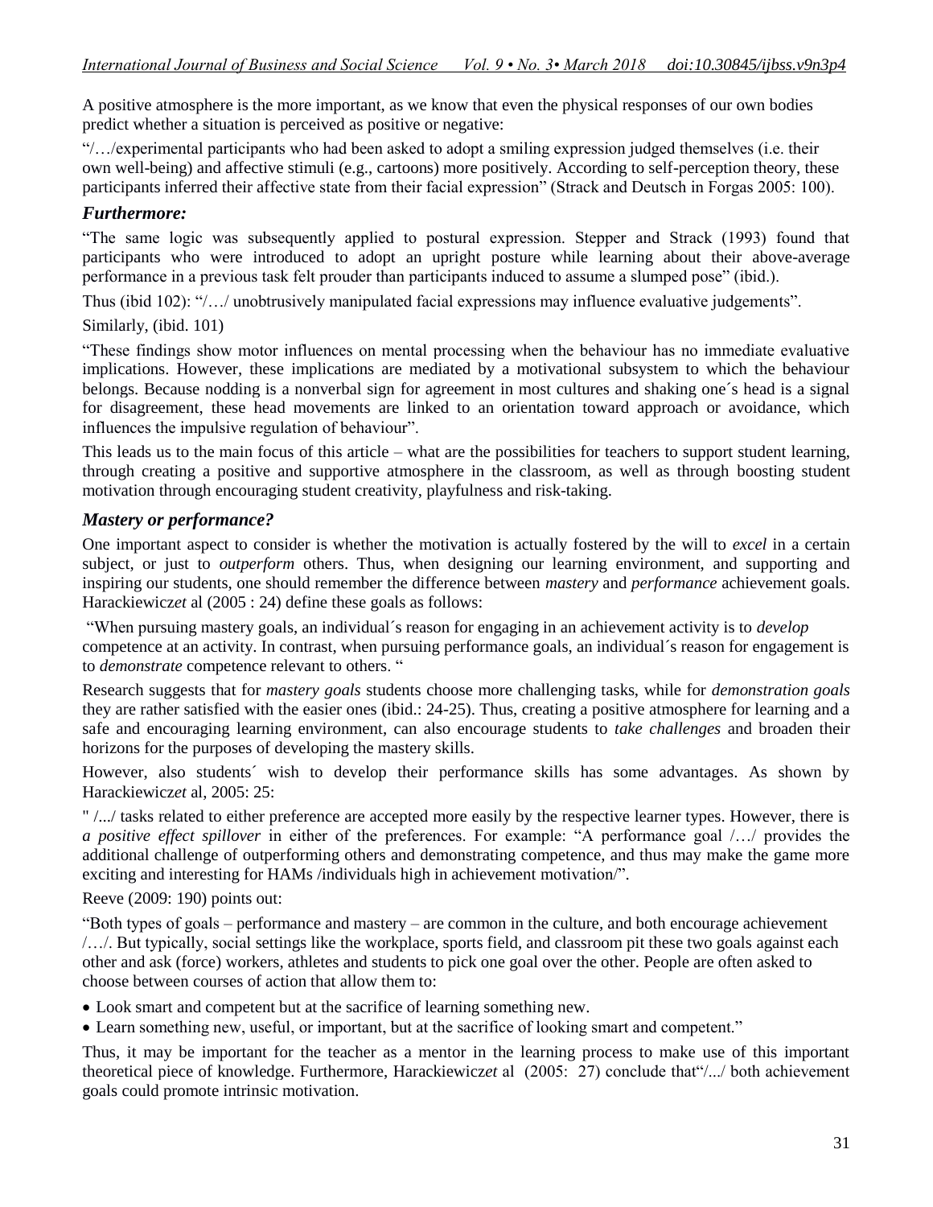A positive atmosphere is the more important, as we know that even the physical responses of our own bodies predict whether a situation is perceived as positive or negative:

"/…/experimental participants who had been asked to adopt a smiling expression judged themselves (i.e. their own well-being) and affective stimuli (e.g., cartoons) more positively. According to self-perception theory, these participants inferred their affective state from their facial expression" (Strack and Deutsch in Forgas 2005: 100).

### *Furthermore:*

"The same logic was subsequently applied to postural expression. Stepper and Strack (1993) found that participants who were introduced to adopt an upright posture while learning about their above-average performance in a previous task felt prouder than participants induced to assume a slumped pose" (ibid.).

Thus (ibid 102): "/…/ unobtrusively manipulated facial expressions may influence evaluative judgements".

Similarly, (ibid. 101)

"These findings show motor influences on mental processing when the behaviour has no immediate evaluative implications. However, these implications are mediated by a motivational subsystem to which the behaviour belongs. Because nodding is a nonverbal sign for agreement in most cultures and shaking one´s head is a signal for disagreement, these head movements are linked to an orientation toward approach or avoidance, which influences the impulsive regulation of behaviour".

This leads us to the main focus of this article – what are the possibilities for teachers to support student learning, through creating a positive and supportive atmosphere in the classroom, as well as through boosting student motivation through encouraging student creativity, playfulness and risk-taking.

### *Mastery or performance?*

One important aspect to consider is whether the motivation is actually fostered by the will to *excel* in a certain subject, or just to *outperform* others. Thus, when designing our learning environment, and supporting and inspiring our students, one should remember the difference between *mastery* and *performance* achievement goals. Harackiewicz*et* al (2005 : 24) define these goals as follows:

"When pursuing mastery goals, an individual´s reason for engaging in an achievement activity is to *develop* competence at an activity. In contrast, when pursuing performance goals, an individual´s reason for engagement is to *demonstrate* competence relevant to others. "

Research suggests that for *mastery goals* students choose more challenging tasks, while for *demonstration goals* they are rather satisfied with the easier ones (ibid.: 24-25). Thus, creating a positive atmosphere for learning and a safe and encouraging learning environment, can also encourage students to *take challenges* and broaden their horizons for the purposes of developing the mastery skills.

However, also students´ wish to develop their performance skills has some advantages. As shown by Harackiewicz*et* al, 2005: 25:

" /.../ tasks related to either preference are accepted more easily by the respective learner types. However, there is *a positive effect spillover* in either of the preferences. For example: "A performance goal /…/ provides the additional challenge of outperforming others and demonstrating competence, and thus may make the game more exciting and interesting for HAMs /individuals high in achievement motivation/".

Reeve (2009: 190) points out:

"Both types of goals – performance and mastery – are common in the culture, and both encourage achievement /…/. But typically, social settings like the workplace, sports field, and classroom pit these two goals against each other and ask (force) workers, athletes and students to pick one goal over the other. People are often asked to choose between courses of action that allow them to:

- Look smart and competent but at the sacrifice of learning something new.
- Learn something new, useful, or important, but at the sacrifice of looking smart and competent."

Thus, it may be important for the teacher as a mentor in the learning process to make use of this important theoretical piece of knowledge. Furthermore, Harackiewicz*et* al (2005: 27) conclude that"/.../ both achievement goals could promote intrinsic motivation.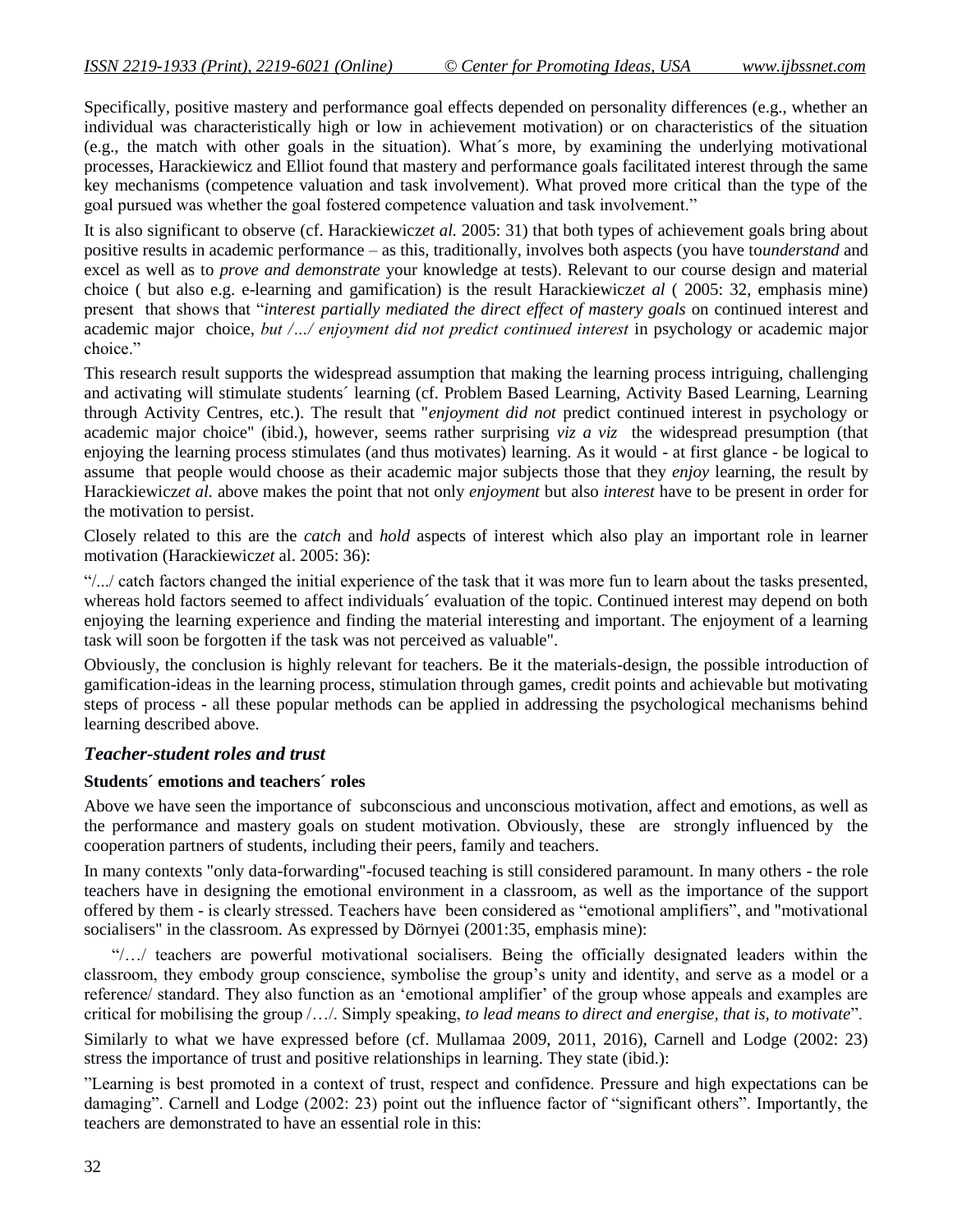Specifically, positive mastery and performance goal effects depended on personality differences (e.g., whether an individual was characteristically high or low in achievement motivation) or on characteristics of the situation (e.g., the match with other goals in the situation). What´s more, by examining the underlying motivational processes, Harackiewicz and Elliot found that mastery and performance goals facilitated interest through the same key mechanisms (competence valuation and task involvement). What proved more critical than the type of the goal pursued was whether the goal fostered competence valuation and task involvement."

It is also significant to observe (cf. Harackiewicz*et al.* 2005: 31) that both types of achievement goals bring about positive results in academic performance – as this, traditionally, involves both aspects (you have to*understand* and excel as well as to *prove and demonstrate* your knowledge at tests). Relevant to our course design and material choice ( but also e.g. e-learning and gamification) is the result Harackiewicz*et al* ( 2005: 32, emphasis mine) present that shows that "*interest partially mediated the direct effect of mastery goals* on continued interest and academic major choice, *but /…/ enjoyment did not predict continued interest* in psychology or academic major choice."

This research result supports the widespread assumption that making the learning process intriguing, challenging and activating will stimulate students´ learning (cf. Problem Based Learning, Activity Based Learning, Learning through Activity Centres, etc.). The result that "*enjoyment did not* predict continued interest in psychology or academic major choice" (ibid.), however, seems rather surprising *viz a viz* the widespread presumption (that enjoying the learning process stimulates (and thus motivates) learning. As it would - at first glance - be logical to assume that people would choose as their academic major subjects those that they *enjoy* learning, the result by Harackiewicz*et al.* above makes the point that not only *enjoyment* but also *interest* have to be present in order for the motivation to persist.

Closely related to this are the *catch* and *hold* aspects of interest which also play an important role in learner motivation (Harackiewicz*et* al. 2005: 36):

"/.../ catch factors changed the initial experience of the task that it was more fun to learn about the tasks presented, whereas hold factors seemed to affect individuals´ evaluation of the topic. Continued interest may depend on both enjoying the learning experience and finding the material interesting and important. The enjoyment of a learning task will soon be forgotten if the task was not perceived as valuable".

Obviously, the conclusion is highly relevant for teachers. Be it the materials-design, the possible introduction of gamification-ideas in the learning process, stimulation through games, credit points and achievable but motivating steps of process - all these popular methods can be applied in addressing the psychological mechanisms behind learning described above.

### *Teacher-student roles and trust*

#### Students´ emotions and teachers´ roles

Above we have seen the importance of subconscious and unconscious motivation, affect and emotions, as well as the performance and mastery goals on student motivation. Obviously, these are strongly influenced by the cooperation partners of students, including their peers, family and teachers.

In many contexts "only data-forwarding"-focused teaching is still considered paramount. In many others - the role teachers have in designing the emotional environment in a classroom, as well as the importance of the support offered by them - is clearly stressed. Teachers have been considered as "emotional amplifiers", and "motivational socialisers" in the classroom. As expressed by Dörnyei (2001:35, emphasis mine):

"/…/ teachers are powerful motivational socialisers. Being the officially designated leaders within the classroom, they embody group conscience, symbolise the group's unity and identity, and serve as a model or a reference/ standard. They also function as an 'emotional amplifier' of the group whose appeals and examples are critical for mobilising the group /…/. Simply speaking, *to lead means to direct and energise, that is, to motivate*".

Similarly to what we have expressed before (cf. Mullamaa 2009, 2011, 2016), Carnell and Lodge (2002: 23) stress the importance of trust and positive relationships in learning. They state (ibid.):

"Learning is best promoted in a context of trust, respect and confidence. Pressure and high expectations can be damaging". Carnell and Lodge (2002: 23) point out the influence factor of "significant others". Importantly, the teachers are demonstrated to have an essential role in this: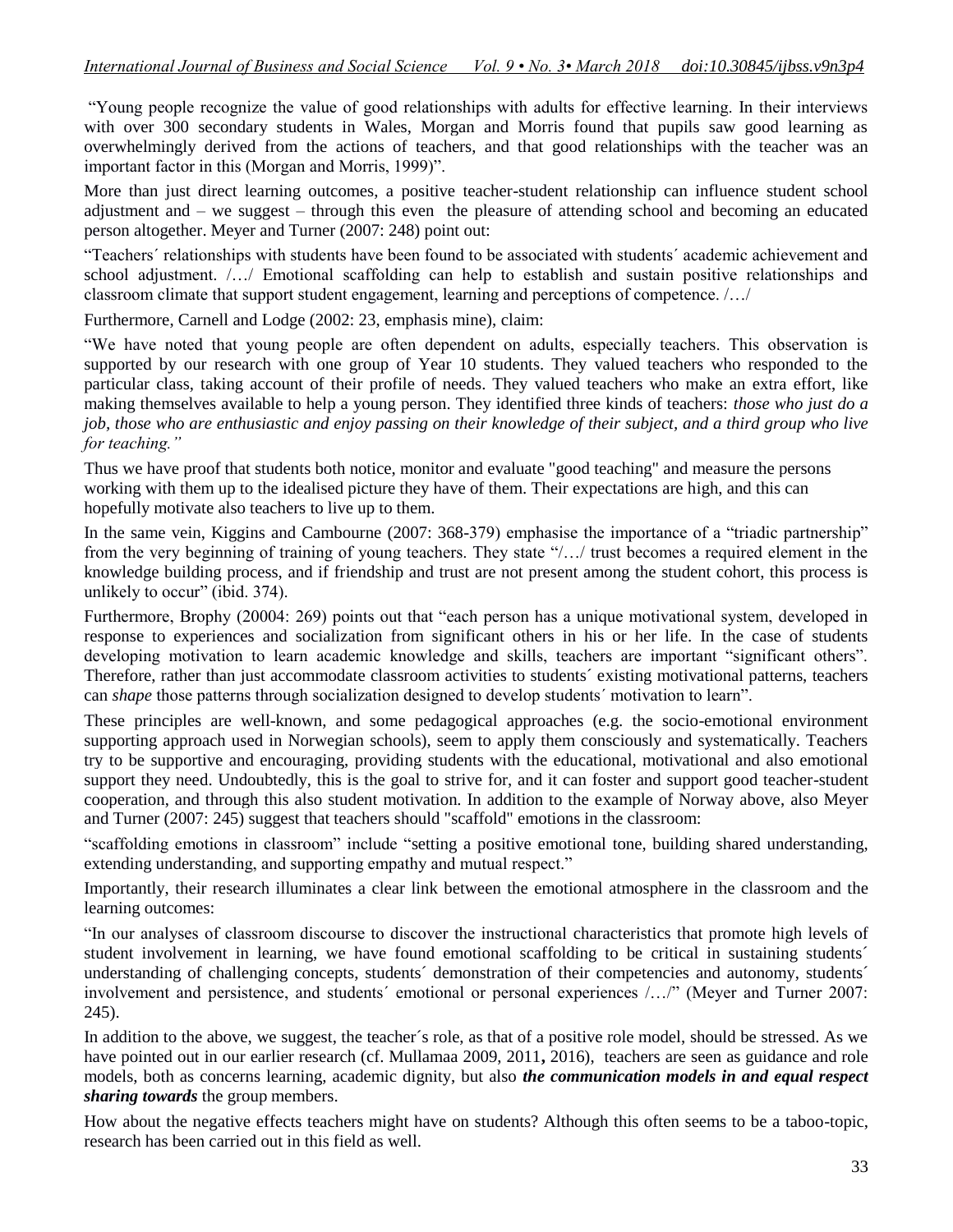"Young people recognize the value of good relationships with adults for effective learning. In their interviews with over 300 secondary students in Wales, Morgan and Morris found that pupils saw good learning as overwhelmingly derived from the actions of teachers, and that good relationships with the teacher was an important factor in this (Morgan and Morris, 1999)".

More than just direct learning outcomes, a positive teacher-student relationship can influence student school adjustment and – we suggest – through this even the pleasure of attending school and becoming an educated person altogether. Meyer and Turner (2007: 248) point out:

"Teachers´ relationships with students have been found to be associated with students´ academic achievement and school adjustment. /…/ Emotional scaffolding can help to establish and sustain positive relationships and classroom climate that support student engagement, learning and perceptions of competence. /…/

Furthermore, Carnell and Lodge (2002: 23, emphasis mine), claim:

"We have noted that young people are often dependent on adults, especially teachers. This observation is supported by our research with one group of Year 10 students. They valued teachers who responded to the particular class, taking account of their profile of needs. They valued teachers who make an extra effort, like making themselves available to help a young person. They identified three kinds of teachers: *those who just do a job, those who are enthusiastic and enjoy passing on their knowledge of their subject, and a third group who live for teaching."*

Thus we have proof that students both notice, monitor and evaluate "good teaching" and measure the persons working with them up to the idealised picture they have of them. Their expectations are high, and this can hopefully motivate also teachers to live up to them.

In the same vein, Kiggins and Cambourne (2007: 368-379) emphasise the importance of a "triadic partnership" from the very beginning of training of young teachers. They state "/…/ trust becomes a required element in the knowledge building process, and if friendship and trust are not present among the student cohort, this process is unlikely to occur" (ibid. 374).

Furthermore, Brophy (20004: 269) points out that "each person has a unique motivational system, developed in response to experiences and socialization from significant others in his or her life. In the case of students developing motivation to learn academic knowledge and skills, teachers are important "significant others". Therefore, rather than just accommodate classroom activities to students´ existing motivational patterns, teachers can *shape* those patterns through socialization designed to develop students´ motivation to learn".

These principles are well-known, and some pedagogical approaches (e.g. the socio-emotional environment supporting approach used in Norwegian schools), seem to apply them consciously and systematically. Teachers try to be supportive and encouraging, providing students with the educational, motivational and also emotional support they need. Undoubtedly, this is the goal to strive for, and it can foster and support good teacher-student cooperation, and through this also student motivation. In addition to the example of Norway above, also Meyer and Turner (2007: 245) suggest that teachers should "scaffold" emotions in the classroom:

"scaffolding emotions in classroom" include "setting a positive emotional tone, building shared understanding, extending understanding, and supporting empathy and mutual respect."

Importantly, their research illuminates a clear link between the emotional atmosphere in the classroom and the learning outcomes:

"In our analyses of classroom discourse to discover the instructional characteristics that promote high levels of student involvement in learning, we have found emotional scaffolding to be critical in sustaining students´ understanding of challenging concepts, students´ demonstration of their competencies and autonomy, students´ involvement and persistence, and students´ emotional or personal experiences /…/" (Meyer and Turner 2007: 245).

In addition to the above, we suggest, the teacher´s role, as that of a positive role model, should be stressed. As we have pointed out in our earlier research (cf. Mullamaa 2009, 2011**,** 2016), teachers are seen as guidance and role models, both as concerns learning, academic dignity, but also ***the communication models in and equal respect sharing towards*** the group members.

How about the negative effects teachers might have on students? Although this often seems to be a taboo-topic, research has been carried out in this field as well.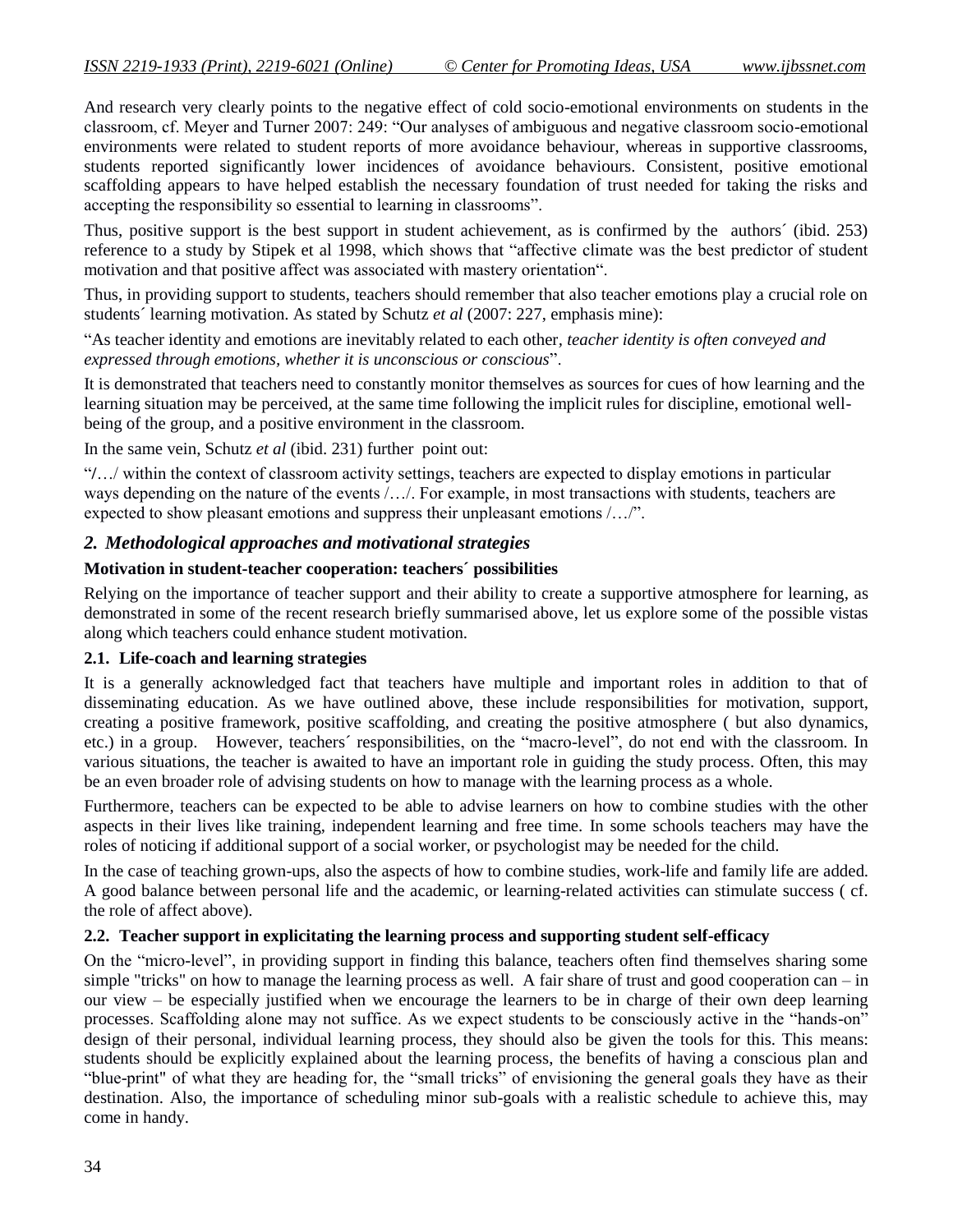And research very clearly points to the negative effect of cold socio-emotional environments on students in the classroom, cf. Meyer and Turner 2007: 249: "Our analyses of ambiguous and negative classroom socio-emotional environments were related to student reports of more avoidance behaviour, whereas in supportive classrooms, students reported significantly lower incidences of avoidance behaviours. Consistent, positive emotional scaffolding appears to have helped establish the necessary foundation of trust needed for taking the risks and accepting the responsibility so essential to learning in classrooms".

Thus, positive support is the best support in student achievement, as is confirmed by the authors´ (ibid. 253) reference to a study by Stipek et al 1998, which shows that "affective climate was the best predictor of student motivation and that positive affect was associated with mastery orientation".

Thus, in providing support to students, teachers should remember that also teacher emotions play a crucial role on students´ learning motivation. As stated by Schutz *et al* (2007: 227, emphasis mine):

"As teacher identity and emotions are inevitably related to each other, *teacher identity is often conveyed and expressed through emotions, whether it is unconscious or conscious*".

It is demonstrated that teachers need to constantly monitor themselves as sources for cues of how learning and the learning situation may be perceived, at the same time following the implicit rules for discipline, emotional well-being of the group, and a positive environment in the classroom.

In the same vein, Schutz *et al* (ibid. 231) further point out:

"/…/ within the context of classroom activity settings, teachers are expected to display emotions in particular ways depending on the nature of the events /…/. For example, in most transactions with students, teachers are expected to show pleasant emotions and suppress their unpleasant emotions /…/".

## *2. Methodological approaches and motivational strategies*

**Motivation in student-teacher cooperation: teachers´ possibilities**

Relying on the importance of teacher support and their ability to create a supportive atmosphere for learning, as demonstrated in some of the recent research briefly summarised above, let us explore some of the possible vistas along which teachers could enhance student motivation.

### 2.1. Life-coach and learning strategies

It is a generally acknowledged fact that teachers have multiple and important roles in addition to that of disseminating education. As we have outlined above, these include responsibilities for motivation, support, creating a positive framework, positive scaffolding, and creating the positive atmosphere ( but also dynamics, etc.) in a group. However, teachers´ responsibilities, on the "macro-level", do not end with the classroom. In various situations, the teacher is awaited to have an important role in guiding the study process. Often, this may be an even broader role of advising students on how to manage with the learning process as a whole.

Furthermore, teachers can be expected to be able to advise learners on how to combine studies with the other aspects in their lives like training, independent learning and free time. In some schools teachers may have the roles of noticing if additional support of a social worker, or psychologist may be needed for the child.

In the case of teaching grown-ups, also the aspects of how to combine studies, work-life and family life are added. A good balance between personal life and the academic, or learning-related activities can stimulate success ( cf. the role of affect above).

### 2.2. Teacher support in explicitating the learning process and supporting student self-efficacy

On the "micro-level", in providing support in finding this balance, teachers often find themselves sharing some simple "tricks" on how to manage the learning process as well. A fair share of trust and good cooperation can – in our view – be especially justified when we encourage the learners to be in charge of their own deep learning processes. Scaffolding alone may not suffice. As we expect students to be consciously active in the "hands-on" design of their personal, individual learning process, they should also be given the tools for this. This means: students should be explicitly explained about the learning process, the benefits of having a conscious plan and "blue-print" of what they are heading for, the "small tricks" of envisioning the general goals they have as their destination. Also, the importance of scheduling minor sub-goals with a realistic schedule to achieve this, may come in handy.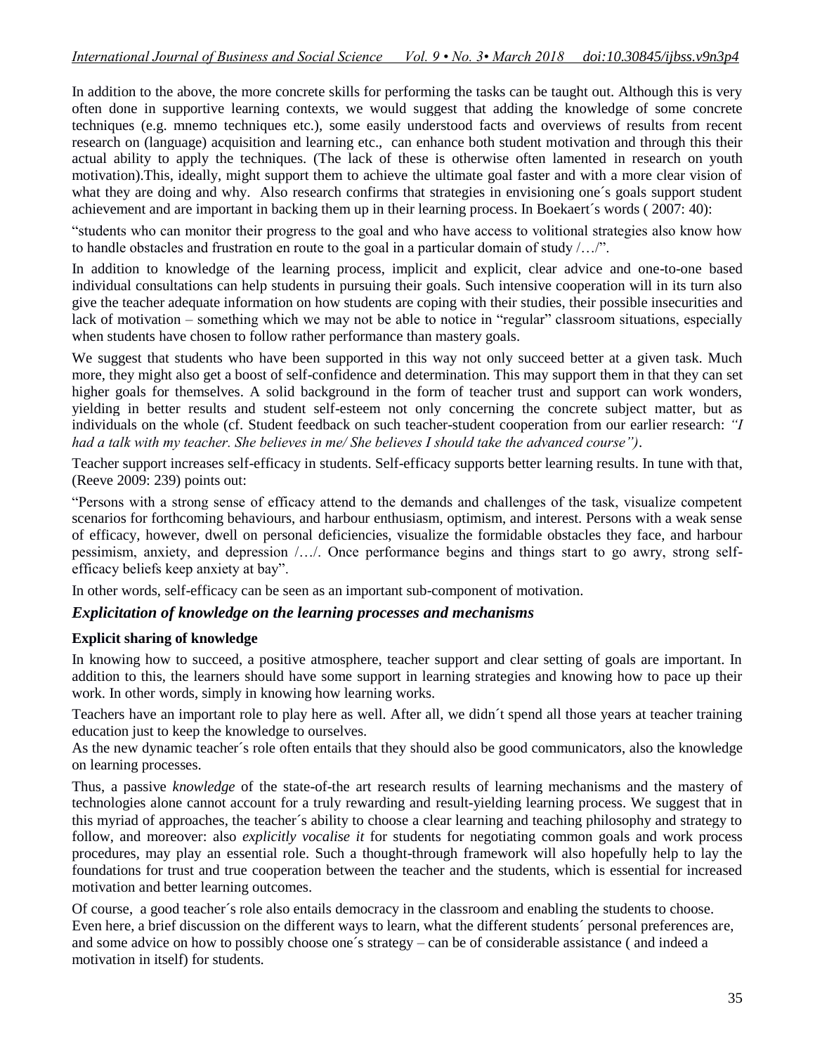In addition to the above, the more concrete skills for performing the tasks can be taught out. Although this is very often done in supportive learning contexts, we would suggest that adding the knowledge of some concrete techniques (e.g. mnemo techniques etc.), some easily understood facts and overviews of results from recent research on (language) acquisition and learning etc., can enhance both student motivation and through this their actual ability to apply the techniques. (The lack of these is otherwise often lamented in research on youth motivation).This, ideally, might support them to achieve the ultimate goal faster and with a more clear vision of what they are doing and why. Also research confirms that strategies in envisioning one´s goals support student achievement and are important in backing them up in their learning process. In Boekaert´s words ( 2007: 40):

"students who can monitor their progress to the goal and who have access to volitional strategies also know how to handle obstacles and frustration en route to the goal in a particular domain of study /…/".

In addition to knowledge of the learning process, implicit and explicit, clear advice and one-to-one based individual consultations can help students in pursuing their goals. Such intensive cooperation will in its turn also give the teacher adequate information on how students are coping with their studies, their possible insecurities and lack of motivation – something which we may not be able to notice in "regular" classroom situations, especially when students have chosen to follow rather performance than mastery goals.

We suggest that students who have been supported in this way not only succeed better at a given task. Much more, they might also get a boost of self-confidence and determination. This may support them in that they can set higher goals for themselves. A solid background in the form of teacher trust and support can work wonders, yielding in better results and student self-esteem not only concerning the concrete subject matter, but as individuals on the whole (cf. Student feedback on such teacher-student cooperation from our earlier research: *"I had a talk with my teacher. She believes in me/ She believes I should take the advanced course")*.

Teacher support increases self-efficacy in students. Self-efficacy supports better learning results. In tune with that, (Reeve 2009: 239) points out:

"Persons with a strong sense of efficacy attend to the demands and challenges of the task, visualize competent scenarios for forthcoming behaviours, and harbour enthusiasm, optimism, and interest. Persons with a weak sense of efficacy, however, dwell on personal deficiencies, visualize the formidable obstacles they face, and harbour pessimism, anxiety, and depression /…/. Once performance begins and things start to go awry, strong self-efficacy beliefs keep anxiety at bay".

In other words, self-efficacy can be seen as an important sub-component of motivation.

## *Explicitation of knowledge on the learning processes and mechanisms*

### Explicit sharing of knowledge

In knowing how to succeed, a positive atmosphere, teacher support and clear setting of goals are important. In addition to this, the learners should have some support in learning strategies and knowing how to pace up their work. In other words, simply in knowing how learning works.

Teachers have an important role to play here as well. After all, we didn´t spend all those years at teacher training education just to keep the knowledge to ourselves.

As the new dynamic teacher´s role often entails that they should also be good communicators, also the knowledge on learning processes.

Thus, a passive *knowledge* of the state-of-the art research results of learning mechanisms and the mastery of technologies alone cannot account for a truly rewarding and result-yielding learning process. We suggest that in this myriad of approaches, the teacher´s ability to choose a clear learning and teaching philosophy and strategy to follow, and moreover: also *explicitly vocalise it* for students for negotiating common goals and work process procedures, may play an essential role. Such a thought-through framework will also hopefully help to lay the foundations for trust and true cooperation between the teacher and the students, which is essential for increased motivation and better learning outcomes.

Of course, a good teacher´s role also entails democracy in the classroom and enabling the students to choose. Even here, a brief discussion on the different ways to learn, what the different students´ personal preferences are, and some advice on how to possibly choose one´s strategy – can be of considerable assistance ( and indeed a motivation in itself) for students.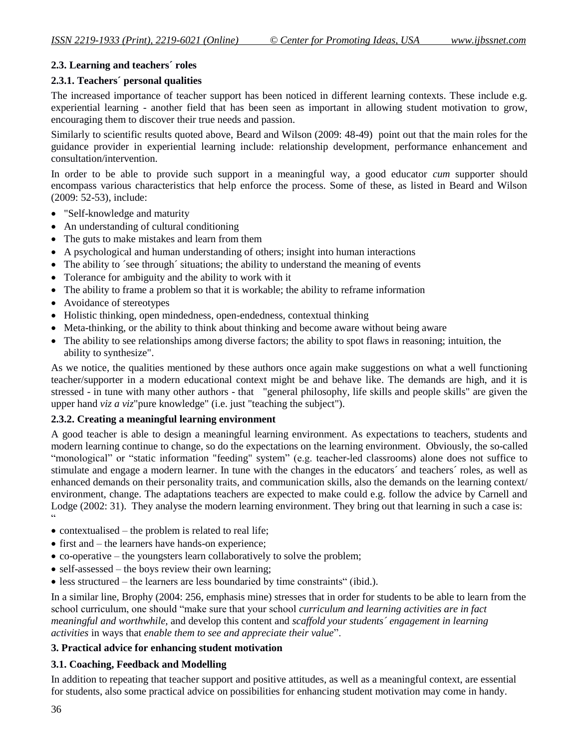### 2.3. Learning and teachers´ roles

#### 2.3.1. Teachers´ personal qualities

The increased importance of teacher support has been noticed in different learning contexts. These include e.g. experiential learning - another field that has been seen as important in allowing student motivation to grow, encouraging them to discover their true needs and passion.

Similarly to scientific results quoted above, Beard and Wilson (2009: 48-49) point out that the main roles for the guidance provider in experiential learning include: relationship development, performance enhancement and consultation/intervention.

In order to be able to provide such support in a meaningful way, a good educator *cum* supporter should encompass various characteristics that help enforce the process. Some of these, as listed in Beard and Wilson (2009: 52-53), include:

- "Self-knowledge and maturity
- An understanding of cultural conditioning
- The guts to make mistakes and learn from them
- A psychological and human understanding of others; insight into human interactions
- The ability to ´see through´ situations; the ability to understand the meaning of events
- Tolerance for ambiguity and the ability to work with it
- The ability to frame a problem so that it is workable; the ability to reframe information
- Avoidance of stereotypes
- Holistic thinking, open mindedness, open-endedness, contextual thinking
- Meta-thinking, or the ability to think about thinking and become aware without being aware
- The ability to see relationships among diverse factors; the ability to spot flaws in reasoning; intuition, the ability to synthesize".

As we notice, the qualities mentioned by these authors once again make suggestions on what a well functioning teacher/supporter in a modern educational context might be and behave like. The demands are high, and it is stressed - in tune with many other authors - that "general philosophy, life skills and people skills" are given the upper hand *viz a viz*"pure knowledge" (i.e. just "teaching the subject").

#### 2.3.2. Creating a meaningful learning environment

A good teacher is able to design a meaningful learning environment. As expectations to teachers, students and modern learning continue to change, so do the expectations on the learning environment. Obviously, the so-called "monological" or "static information "feeding" system" (e.g. teacher-led classrooms) alone does not suffice to stimulate and engage a modern learner. In tune with the changes in the educators´ and teachers´ roles, as well as enhanced demands on their personality traits, and communication skills, also the demands on the learning context/ environment, change. The adaptations teachers are expected to make could e.g. follow the advice by Carnell and Lodge (2002: 31). They analyse the modern learning environment. They bring out that learning in such a case is: "

- contextualised – the problem is related to real life;
- first and – the learners have hands-on experience;
- co-operative – the youngsters learn collaboratively to solve the problem;
- self-assessed – the boys review their own learning;
- less structured – the learners are less boundaried by time constraints" (ibid.).

In a similar line, Brophy (2004: 256, emphasis mine) stresses that in order for students to be able to learn from the school curriculum, one should "make sure that your school *curriculum and learning activities are in fact meaningful and worthwhile*, and develop this content and *scaffold your students´ engagement in learning activities* in ways that *enable them to see and appreciate their value*".

### 3. Practical advice for enhancing student motivation

#### 3.1. Coaching, Feedback and Modelling

In addition to repeating that teacher support and positive attitudes, as well as a meaningful context, are essential for students, also some practical advice on possibilities for enhancing student motivation may come in handy.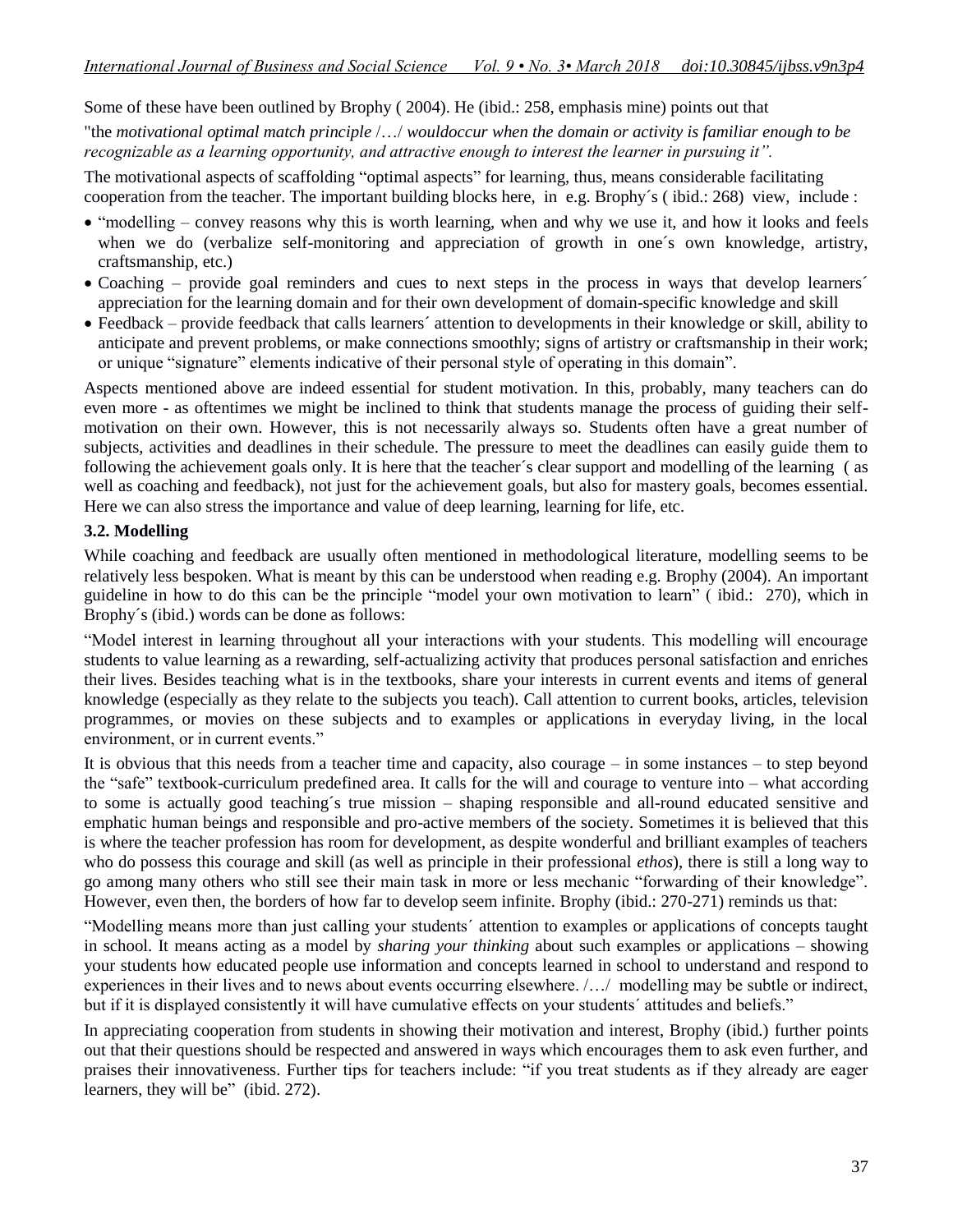Some of these have been outlined by Brophy ( 2004). He (ibid.: 258, emphasis mine) points out that

"the *motivational optimal match principle* /…/ *wouldoccur when the domain or activity is familiar enough to be recognizable as a learning opportunity, and attractive enough to interest the learner in pursuing it".*

The motivational aspects of scaffolding "optimal aspects" for learning, thus, means considerable facilitating cooperation from the teacher. The important building blocks here, in e.g. Brophy´s ( ibid.: 268) view, include :

- "modelling – convey reasons why this is worth learning, when and why we use it, and how it looks and feels when we do (verbalize self-monitoring and appreciation of growth in one´s own knowledge, artistry, craftsmanship, etc.)
- Coaching – provide goal reminders and cues to next steps in the process in ways that develop learners´ appreciation for the learning domain and for their own development of domain-specific knowledge and skill
- Feedback – provide feedback that calls learners´ attention to developments in their knowledge or skill, ability to anticipate and prevent problems, or make connections smoothly; signs of artistry or craftsmanship in their work; or unique "signature" elements indicative of their personal style of operating in this domain".

Aspects mentioned above are indeed essential for student motivation. In this, probably, many teachers can do even more - as oftentimes we might be inclined to think that students manage the process of guiding their self-motivation on their own. However, this is not necessarily always so. Students often have a great number of subjects, activities and deadlines in their schedule. The pressure to meet the deadlines can easily guide them to following the achievement goals only. It is here that the teacher´s clear support and modelling of the learning ( as well as coaching and feedback), not just for the achievement goals, but also for mastery goals, becomes essential. Here we can also stress the importance and value of deep learning, learning for life, etc.

### 3.2. Modelling

While coaching and feedback are usually often mentioned in methodological literature, modelling seems to be relatively less bespoken. What is meant by this can be understood when reading e.g. Brophy (2004). An important guideline in how to do this can be the principle "model your own motivation to learn" ( ibid.: 270), which in Brophy´s (ibid.) words can be done as follows:

"Model interest in learning throughout all your interactions with your students. This modelling will encourage students to value learning as a rewarding, self-actualizing activity that produces personal satisfaction and enriches their lives. Besides teaching what is in the textbooks, share your interests in current events and items of general knowledge (especially as they relate to the subjects you teach). Call attention to current books, articles, television programmes, or movies on these subjects and to examples or applications in everyday living, in the local environment, or in current events."

It is obvious that this needs from a teacher time and capacity, also courage – in some instances – to step beyond the "safe" textbook-curriculum predefined area. It calls for the will and courage to venture into – what according to some is actually good teaching´s true mission – shaping responsible and all-round educated sensitive and emphatic human beings and responsible and pro-active members of the society. Sometimes it is believed that this is where the teacher profession has room for development, as despite wonderful and brilliant examples of teachers who do possess this courage and skill (as well as principle in their professional *ethos*), there is still a long way to go among many others who still see their main task in more or less mechanic "forwarding of their knowledge". However, even then, the borders of how far to develop seem infinite. Brophy (ibid.: 270-271) reminds us that:

"Modelling means more than just calling your students´ attention to examples or applications of concepts taught in school. It means acting as a model by *sharing your thinking* about such examples or applications – showing your students how educated people use information and concepts learned in school to understand and respond to experiences in their lives and to news about events occurring elsewhere. /…/ modelling may be subtle or indirect, but if it is displayed consistently it will have cumulative effects on your students´ attitudes and beliefs."

In appreciating cooperation from students in showing their motivation and interest, Brophy (ibid.) further points out that their questions should be respected and answered in ways which encourages them to ask even further, and praises their innovativeness. Further tips for teachers include: "if you treat students as if they already are eager learners, they will be" (ibid. 272).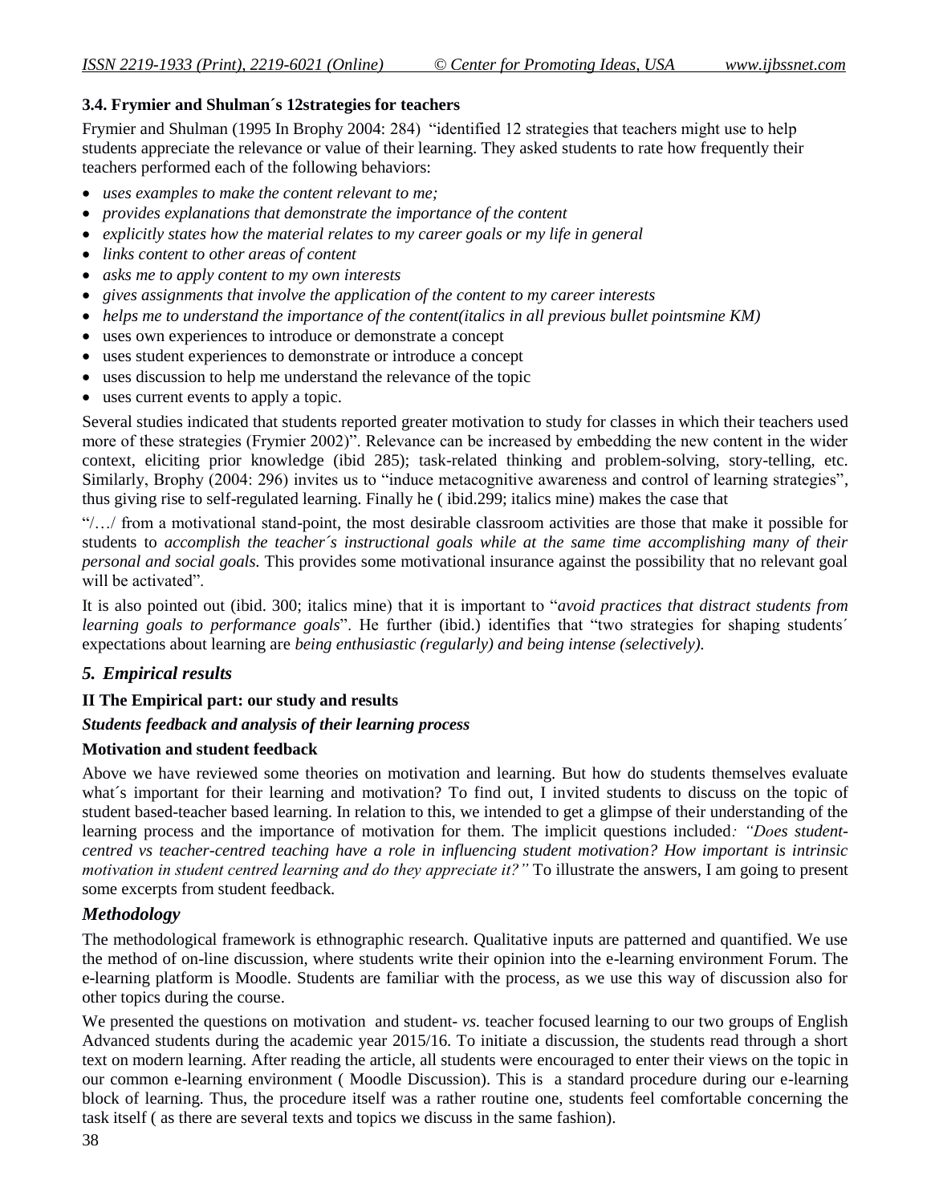### 3.4. Frymier and Shulman´s 12strategies for teachers

Frymier and Shulman (1995 In Brophy 2004: 284) "identified 12 strategies that teachers might use to help students appreciate the relevance or value of their learning. They asked students to rate how frequently their teachers performed each of the following behaviors:

- *uses examples to make the content relevant to me;*
- *provides explanations that demonstrate the importance of the content*
- *explicitly states how the material relates to my career goals or my life in general*
- *links content to other areas of content*
- *asks me to apply content to my own interests*
- *gives assignments that involve the application of the content to my career interests*
- *helps me to understand the importance of the content(italics in all previous bullet pointsmine KM)*
- uses own experiences to introduce or demonstrate a concept
- uses student experiences to demonstrate or introduce a concept
- uses discussion to help me understand the relevance of the topic
- uses current events to apply a topic.

Several studies indicated that students reported greater motivation to study for classes in which their teachers used more of these strategies (Frymier 2002)". Relevance can be increased by embedding the new content in the wider context, eliciting prior knowledge (ibid 285); task-related thinking and problem-solving, story-telling, etc. Similarly, Brophy (2004: 296) invites us to "induce metacognitive awareness and control of learning strategies", thus giving rise to self-regulated learning. Finally he ( ibid.299; italics mine) makes the case that

"/…/ from a motivational stand-point, the most desirable classroom activities are those that make it possible for students to *accomplish the teacher´s instructional goals while at the same time accomplishing many of their personal and social goals.* This provides some motivational insurance against the possibility that no relevant goal will be activated".

It is also pointed out (ibid. 300; italics mine) that it is important to "*avoid practices that distract students from learning goals to performance goals*". He further (ibid.) identifies that "two strategies for shaping students´ expectations about learning are *being enthusiastic (regularly) and being intense (selectively).*

## *5. Empirical results*

### II The Empirical part: our study and results

***Students feedback and analysis of their learning process***

**Motivation and student feedback**

Above we have reviewed some theories on motivation and learning. But how do students themselves evaluate what´s important for their learning and motivation? To find out, I invited students to discuss on the topic of student based-teacher based learning. In relation to this, we intended to get a glimpse of their understanding of the learning process and the importance of motivation for them. The implicit questions included*: "Does student-centred vs teacher-centred teaching have a role in influencing student motivation? How important is intrinsic motivation in student centred learning and do they appreciate it?"* To illustrate the answers, I am going to present some excerpts from student feedback.

## *Methodology*

The methodological framework is ethnographic research. Qualitative inputs are patterned and quantified. We use the method of on-line discussion, where students write their opinion into the e-learning environment Forum. The e-learning platform is Moodle. Students are familiar with the process, as we use this way of discussion also for other topics during the course.

We presented the questions on motivation and student- *vs.* teacher focused learning to our two groups of English Advanced students during the academic year 2015/16. To initiate a discussion, the students read through a short text on modern learning. After reading the article, all students were encouraged to enter their views on the topic in our common e-learning environment ( Moodle Discussion). This is a standard procedure during our e-learning block of learning. Thus, the procedure itself was a rather routine one, students feel comfortable concerning the task itself ( as there are several texts and topics we discuss in the same fashion).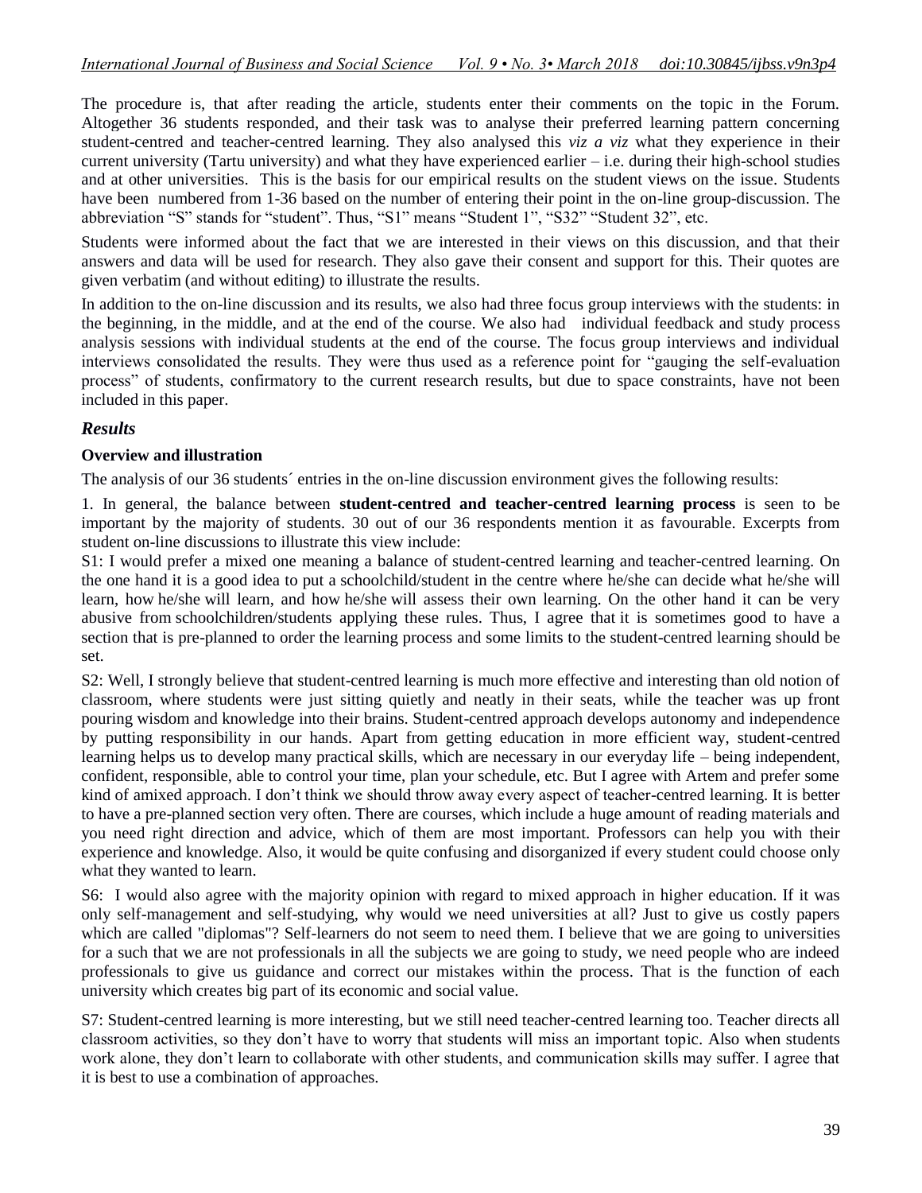The procedure is, that after reading the article, students enter their comments on the topic in the Forum. Altogether 36 students responded, and their task was to analyse their preferred learning pattern concerning student-centred and teacher-centred learning. They also analysed this *viz a viz* what they experience in their current university (Tartu university) and what they have experienced earlier – i.e. during their high-school studies and at other universities. This is the basis for our empirical results on the student views on the issue. Students have been numbered from 1-36 based on the number of entering their point in the on-line group-discussion. The abbreviation "S" stands for "student". Thus, "S1" means "Student 1", "S32" "Student 32", etc.

Students were informed about the fact that we are interested in their views on this discussion, and that their answers and data will be used for research. They also gave their consent and support for this. Their quotes are given verbatim (and without editing) to illustrate the results.

In addition to the on-line discussion and its results, we also had three focus group interviews with the students: in the beginning, in the middle, and at the end of the course. We also had individual feedback and study process analysis sessions with individual students at the end of the course. The focus group interviews and individual interviews consolidated the results. They were thus used as a reference point for "gauging the self-evaluation process" of students, confirmatory to the current research results, but due to space constraints, have not been included in this paper.

## *Results*

### Overview and illustration

The analysis of our 36 students´ entries in the on-line discussion environment gives the following results:

1. In general, the balance between **student-centred and teacher-centred learning process** is seen to be important by the majority of students. 30 out of our 36 respondents mention it as favourable. Excerpts from student on-line discussions to illustrate this view include:

S1: I would prefer a mixed one meaning a balance of student-centred learning and teacher-centred learning. On the one hand it is a good idea to put a schoolchild/student in the centre where he/she can decide what he/she will learn, how he/she will learn, and how he/she will assess their own learning. On the other hand it can be very abusive from schoolchildren/students applying these rules. Thus, I agree that it is sometimes good to have a section that is pre-planned to order the learning process and some limits to the student-centred learning should be set.

S2: Well, I strongly believe that student-centred learning is much more effective and interesting than old notion of classroom, where students were just sitting quietly and neatly in their seats, while the teacher was up front pouring wisdom and knowledge into their brains. Student-centred approach develops autonomy and independence by putting responsibility in our hands. Apart from getting education in more efficient way, student-centred learning helps us to develop many practical skills, which are necessary in our everyday life – being independent, confident, responsible, able to control your time, plan your schedule, etc. But I agree with Artem and prefer some kind of amixed approach. I don't think we should throw away every aspect of teacher-centred learning. It is better to have a pre-planned section very often. There are courses, which include a huge amount of reading materials and you need right direction and advice, which of them are most important. Professors can help you with their experience and knowledge. Also, it would be quite confusing and disorganized if every student could choose only what they wanted to learn.

S6: I would also agree with the majority opinion with regard to mixed approach in higher education. If it was only self-management and self-studying, why would we need universities at all? Just to give us costly papers which are called "diplomas"? Self-learners do not seem to need them. I believe that we are going to universities for a such that we are not professionals in all the subjects we are going to study, we need people who are indeed professionals to give us guidance and correct our mistakes within the process. That is the function of each university which creates big part of its economic and social value.

S7: Student-centred learning is more interesting, but we still need teacher-centred learning too. Teacher directs all classroom activities, so they don't have to worry that students will miss an important topic. Also when students work alone, they don't learn to collaborate with other students, and communication skills may suffer. I agree that it is best to use a combination of approaches.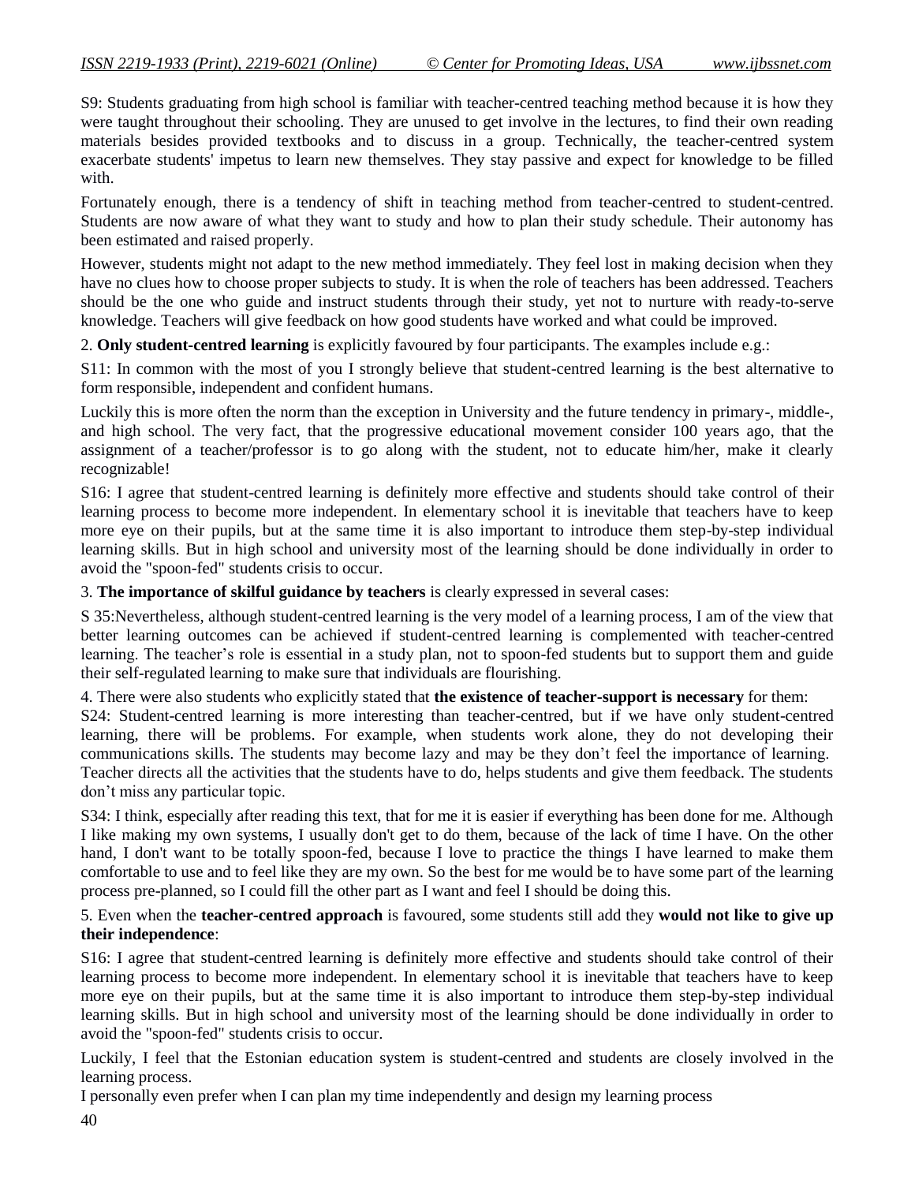S9: Students graduating from high school is familiar with teacher-centred teaching method because it is how they were taught throughout their schooling. They are unused to get involve in the lectures, to find their own reading materials besides provided textbooks and to discuss in a group. Technically, the teacher-centred system exacerbate students' impetus to learn new themselves. They stay passive and expect for knowledge to be filled with.

Fortunately enough, there is a tendency of shift in teaching method from teacher-centred to student-centred. Students are now aware of what they want to study and how to plan their study schedule. Their autonomy has been estimated and raised properly.

However, students might not adapt to the new method immediately. They feel lost in making decision when they have no clues how to choose proper subjects to study. It is when the role of teachers has been addressed. Teachers should be the one who guide and instruct students through their study, yet not to nurture with ready-to-serve knowledge. Teachers will give feedback on how good students have worked and what could be improved.

2. **Only student-centred learning** is explicitly favoured by four participants. The examples include e.g.:

S11: In common with the most of you I strongly believe that student-centred learning is the best alternative to form responsible, independent and confident humans.

Luckily this is more often the norm than the exception in University and the future tendency in primary-, middle-, and high school. The very fact, that the progressive educational movement consider 100 years ago, that the assignment of a teacher/professor is to go along with the student, not to educate him/her, make it clearly recognizable!

S16: I agree that student-centred learning is definitely more effective and students should take control of their learning process to become more independent. In elementary school it is inevitable that teachers have to keep more eye on their pupils, but at the same time it is also important to introduce them step-by-step individual learning skills. But in high school and university most of the learning should be done individually in order to avoid the "spoon-fed" students crisis to occur.

3. **The importance of skilful guidance by teachers** is clearly expressed in several cases:

S 35:Nevertheless, although student-centred learning is the very model of a learning process, I am of the view that better learning outcomes can be achieved if student-centred learning is complemented with teacher-centred learning. The teacher's role is essential in a study plan, not to spoon-fed students but to support them and guide their self-regulated learning to make sure that individuals are flourishing.

4. There were also students who explicitly stated that **the existence of teacher-support is necessary** for them:

S24: Student-centred learning is more interesting than teacher-centred, but if we have only student-centred learning, there will be problems. For example, when students work alone, they do not developing their communications skills. The students may become lazy and may be they don't feel the importance of learning. Teacher directs all the activities that the students have to do, helps students and give them feedback. The students don't miss any particular topic.

S34: I think, especially after reading this text, that for me it is easier if everything has been done for me. Although I like making my own systems, I usually don't get to do them, because of the lack of time I have. On the other hand, I don't want to be totally spoon-fed, because I love to practice the things I have learned to make them comfortable to use and to feel like they are my own. So the best for me would be to have some part of the learning process pre-planned, so I could fill the other part as I want and feel I should be doing this.

5. Even when the **teacher-centred approach** is favoured, some students still add they **would not like to give up their independence**:

S16: I agree that student-centred learning is definitely more effective and students should take control of their learning process to become more independent. In elementary school it is inevitable that teachers have to keep more eye on their pupils, but at the same time it is also important to introduce them step-by-step individual learning skills. But in high school and university most of the learning should be done individually in order to avoid the "spoon-fed" students crisis to occur.

Luckily, I feel that the Estonian education system is student-centred and students are closely involved in the learning process.

I personally even prefer when I can plan my time independently and design my learning process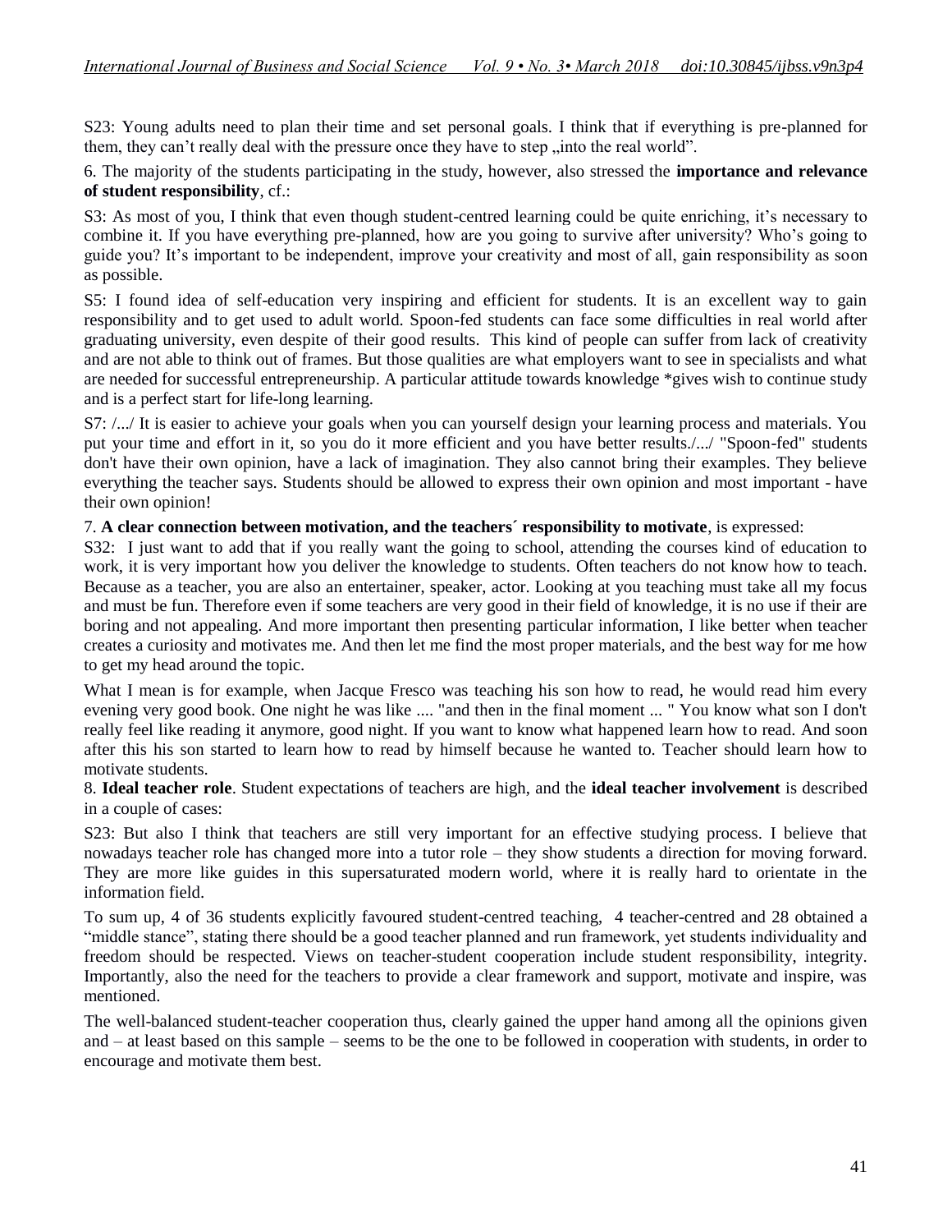S23: Young adults need to plan their time and set personal goals. I think that if everything is pre-planned for them, they can't really deal with the pressure once they have to step „into the real world".

6. The majority of the students participating in the study, however, also stressed the **importance and relevance of student responsibility**, cf.:

S3: As most of you, I think that even though student-centred learning could be quite enriching, it's necessary to combine it. If you have everything pre-planned, how are you going to survive after university? Who's going to guide you? It's important to be independent, improve your creativity and most of all, gain responsibility as soon as possible.

S5: I found idea of self-education very inspiring and efficient for students. It is an excellent way to gain responsibility and to get used to adult world. Spoon-fed students can face some difficulties in real world after graduating university, even despite of their good results. This kind of people can suffer from lack of creativity and are not able to think out of frames. But those qualities are what employers want to see in specialists and what are needed for successful entrepreneurship. A particular attitude towards knowledge *gives wish to continue study and is a perfect start for life-long learning.

S7: /.../ It is easier to achieve your goals when you can yourself design your learning process and materials. You put your time and effort in it, so you do it more efficient and you have better results./.../ "Spoon-fed" students don't have their own opinion, have a lack of imagination. They also cannot bring their examples. They believe everything the teacher says. Students should be allowed to express their own opinion and most important - have their own opinion!

7. **A clear connection between motivation, and the teachers´ responsibility to motivate**, is expressed:

S32: I just want to add that if you really want the going to school, attending the courses kind of education to work, it is very important how you deliver the knowledge to students. Often teachers do not know how to teach. Because as a teacher, you are also an entertainer, speaker, actor. Looking at you teaching must take all my focus and must be fun. Therefore even if some teachers are very good in their field of knowledge, it is no use if their are boring and not appealing. And more important then presenting particular information, I like better when teacher creates a curiosity and motivates me. And then let me find the most proper materials, and the best way for me how to get my head around the topic.

What I mean is for example, when Jacque Fresco was teaching his son how to read, he would read him every evening very good book. One night he was like .... "and then in the final moment ... " You know what son I don't really feel like reading it anymore, good night. If you want to know what happened learn how to read. And soon after this his son started to learn how to read by himself because he wanted to. Teacher should learn how to motivate students.

8. **Ideal teacher role**. Student expectations of teachers are high, and the **ideal teacher involvement** is described in a couple of cases:

S23: But also I think that teachers are still very important for an effective studying process. I believe that nowadays teacher role has changed more into a tutor role – they show students a direction for moving forward. They are more like guides in this supersaturated modern world, where it is really hard to orientate in the information field.

To sum up, 4 of 36 students explicitly favoured student-centred teaching, 4 teacher-centred and 28 obtained a "middle stance", stating there should be a good teacher planned and run framework, yet students individuality and freedom should be respected. Views on teacher-student cooperation include student responsibility, integrity. Importantly, also the need for the teachers to provide a clear framework and support, motivate and inspire, was mentioned.

The well-balanced student-teacher cooperation thus, clearly gained the upper hand among all the opinions given and – at least based on this sample – seems to be the one to be followed in cooperation with students, in order to encourage and motivate them best.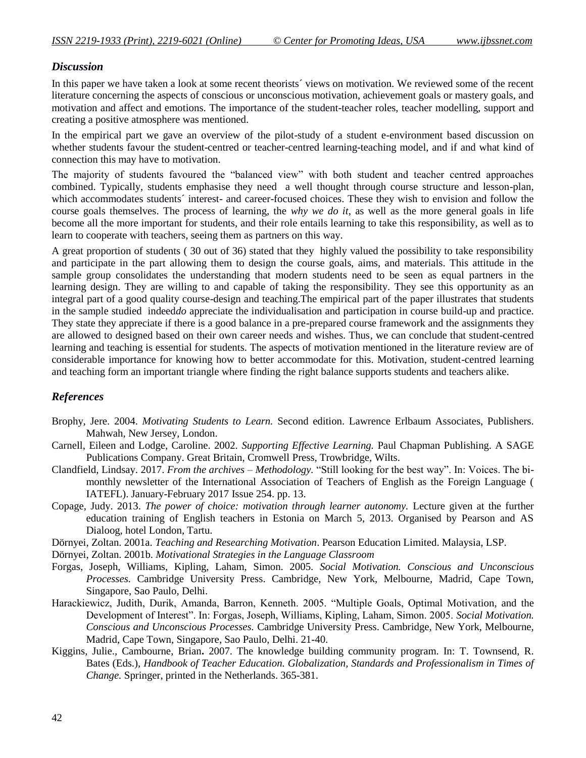### *Discussion*

In this paper we have taken a look at some recent theorists´ views on motivation. We reviewed some of the recent literature concerning the aspects of conscious or unconscious motivation, achievement goals or mastery goals, and motivation and affect and emotions. The importance of the student-teacher roles, teacher modelling, support and creating a positive atmosphere was mentioned.

In the empirical part we gave an overview of the pilot-study of a student e-environment based discussion on whether students favour the student-centred or teacher-centred learning-teaching model, and if and what kind of connection this may have to motivation.

The majority of students favoured the "balanced view" with both student and teacher centred approaches combined. Typically, students emphasise they need a well thought through course structure and lesson-plan, which accommodates students´ interest- and career-focused choices. These they wish to envision and follow the course goals themselves. The process of learning, the *why we do it*, as well as the more general goals in life become all the more important for students, and their role entails learning to take this responsibility, as well as to learn to cooperate with teachers, seeing them as partners on this way.

A great proportion of students ( 30 out of 36) stated that they highly valued the possibility to take responsibility and participate in the part allowing them to design the course goals, aims, and materials. This attitude in the sample group consolidates the understanding that modern students need to be seen as equal partners in the learning design. They are willing to and capable of taking the responsibility. They see this opportunity as an integral part of a good quality course-design and teaching.The empirical part of the paper illustrates that students in the sample studied indeed*do* appreciate the individualisation and participation in course build-up and practice. They state they appreciate if there is a good balance in a pre-prepared course framework and the assignments they are allowed to designed based on their own career needs and wishes. Thus, we can conclude that student-centred learning and teaching is essential for students. The aspects of motivation mentioned in the literature review are of considerable importance for knowing how to better accommodate for this. Motivation, student-centred learning and teaching form an important triangle where finding the right balance supports students and teachers alike.

### *References*

Brophy, Jere. 2004. *Motivating Students to Learn.* Second edition. Lawrence Erlbaum Associates, Publishers. Mahwah, New Jersey, London.

Carnell, Eileen and Lodge, Caroline. 2002. *Supporting Effective Learning.* Paul Chapman Publishing. A SAGE Publications Company. Great Britain, Cromwell Press, Trowbridge, Wilts.

Clandfield, Lindsay. 2017. *From the archives – Methodology.* "Still looking for the best way". In: Voices. The bi-monthly newsletter of the International Association of Teachers of English as the Foreign Language ( IATEFL). January-February 2017 Issue 254. pp. 13.

Copage, Judy. 2013. *The power of choice: motivation through learner autonomy.* Lecture given at the further education training of English teachers in Estonia on March 5, 2013. Organised by Pearson and AS Dialoog, hotel London, Tartu.

Dörnyei, Zoltan. 2001a. *Teaching and Researching Motivation*. Pearson Education Limited. Malaysia, LSP.

Dörnyei, Zoltan. 2001b. *Motivational Strategies in the Language Classroom*

Forgas, Joseph, Williams, Kipling, Laham, Simon. 2005. *Social Motivation. Conscious and Unconscious Processes.* Cambridge University Press. Cambridge, New York, Melbourne, Madrid, Cape Town, Singapore, Sao Paulo, Delhi.

Harackiewicz, Judith, Durik, Amanda, Barron, Kenneth. 2005. "Multiple Goals, Optimal Motivation, and the Development of Interest". In: Forgas, Joseph, Williams, Kipling, Laham, Simon. 2005. *Social Motivation. Conscious and Unconscious Processes.* Cambridge University Press. Cambridge, New York, Melbourne, Madrid, Cape Town, Singapore, Sao Paulo, Delhi. 21-40.

Kiggins, Julie., Cambourne, Brian**.** 2007. The knowledge building community program. In: T. Townsend, R. Bates (Eds.), *Handbook of Teacher Education. Globalization, Standards and Professionalism in Times of Change.* Springer, printed in the Netherlands. 365-381.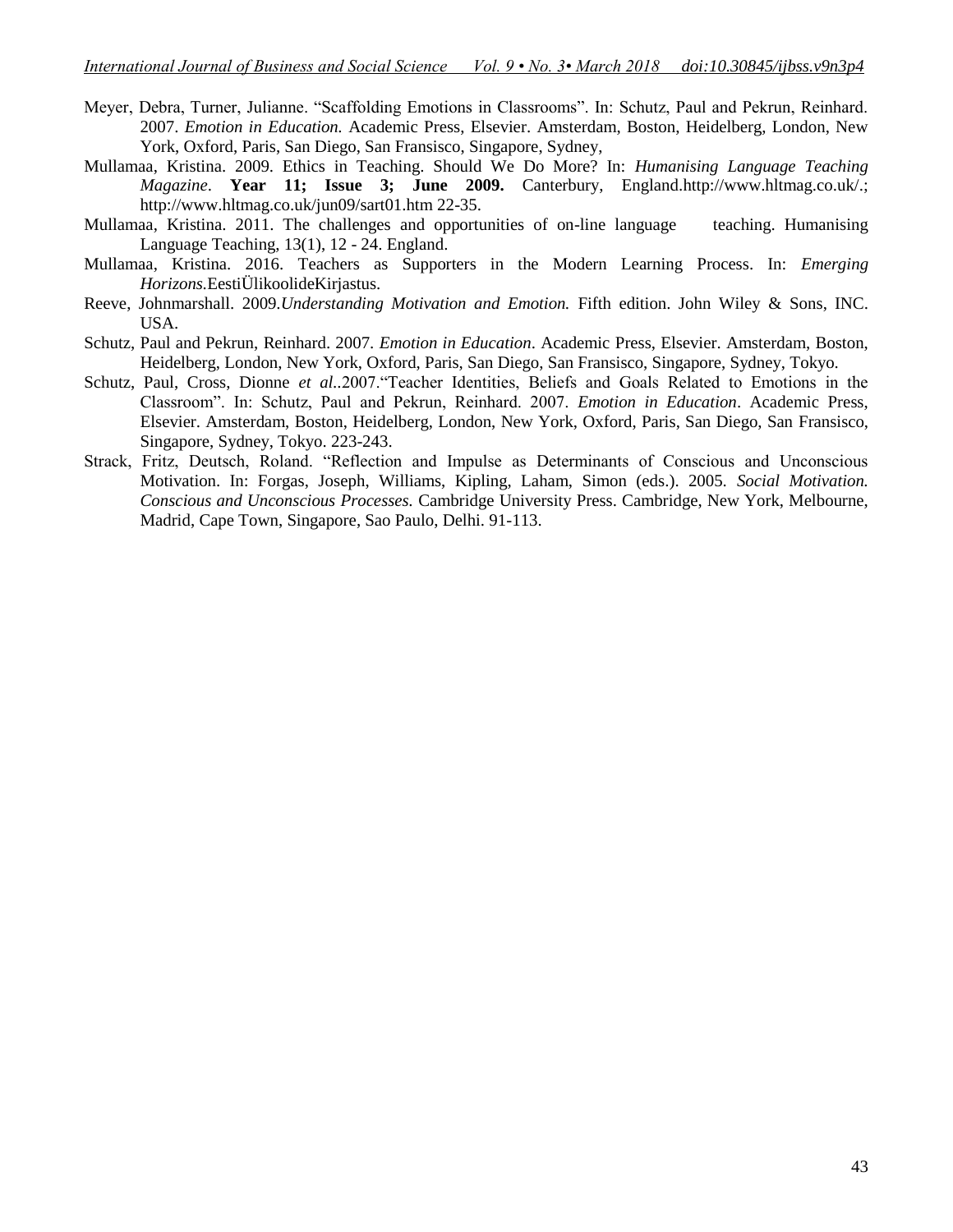Meyer, Debra, Turner, Julianne. “Scaffolding Emotions in Classrooms”. In: Schutz, Paul and Pekrun, Reinhard. 2007. *Emotion in Education.* Academic Press, Elsevier. Amsterdam, Boston, Heidelberg, London, New York, Oxford, Paris, San Diego, San Fransisco, Singapore, Sydney,

Mullamaa, Kristina. 2009. Ethics in Teaching. Should We Do More? In: *Humanising Language Teaching Magazine*. **Year 11; Issue 3; June 2009.** Canterbury, England.http://www.hltmag.co.uk/.; http://www.hltmag.co.uk/jun09/sart01.htm 22-35.

Mullamaa, Kristina. 2011. The challenges and opportunities of on-line language teaching. Humanising Language Teaching, 13(1), 12 - 24. England.

Mullamaa, Kristina. 2016. Teachers as Supporters in the Modern Learning Process. In: *Emerging Horizons.*EestiÜlikoolideKirjastus.

Reeve, Johnmarshall. 2009.*Understanding Motivation and Emotion.* Fifth edition. John Wiley & Sons, INC. USA.

Schutz, Paul and Pekrun, Reinhard. 2007. *Emotion in Education*. Academic Press, Elsevier. Amsterdam, Boston, Heidelberg, London, New York, Oxford, Paris, San Diego, San Fransisco, Singapore, Sydney, Tokyo.

Schutz, Paul, Cross, Dionne *et al.*.2007.“Teacher Identities, Beliefs and Goals Related to Emotions in the Classroom”. In: Schutz, Paul and Pekrun, Reinhard. 2007. *Emotion in Education*. Academic Press, Elsevier. Amsterdam, Boston, Heidelberg, London, New York, Oxford, Paris, San Diego, San Fransisco, Singapore, Sydney, Tokyo. 223-243.

Strack, Fritz, Deutsch, Roland. “Reflection and Impulse as Determinants of Conscious and Unconscious Motivation. In: Forgas, Joseph, Williams, Kipling, Laham, Simon (eds.). 2005. *Social Motivation. Conscious and Unconscious Processes.* Cambridge University Press. Cambridge, New York, Melbourne, Madrid, Cape Town, Singapore, Sao Paulo, Delhi. 91-113.